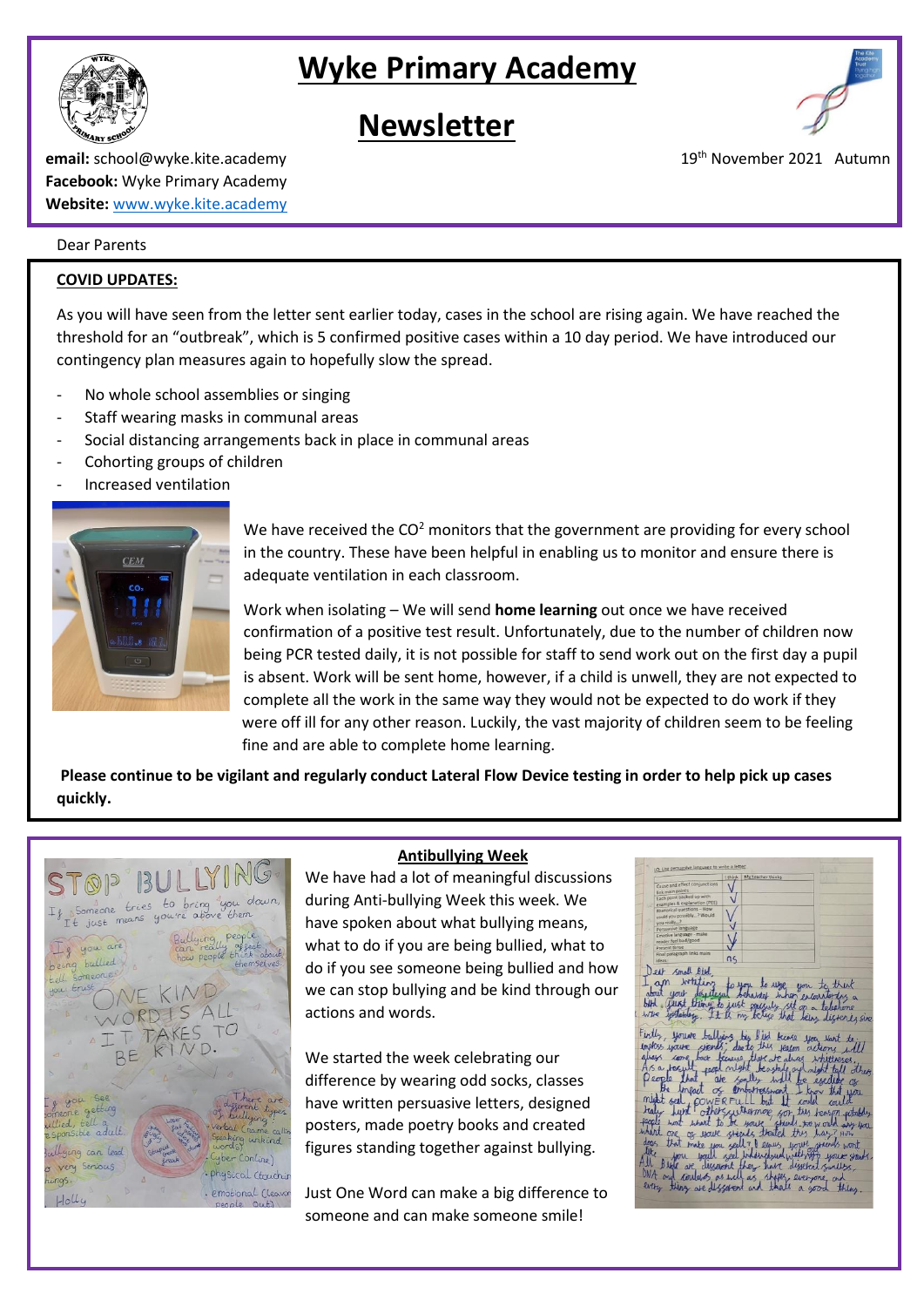# Wyke Primary Academy

# Newsletter

**email:** school@wyke.kite.academy
**Facebook:** Wyke Primary Academy
**Website:** www.wyke.kite.academy

19th November 2021 Autumn

Dear Parents

**COVID UPDATES:**

As you will have seen from the letter sent earlier today, cases in the school are rising again. We have reached the threshold for an "outbreak", which is 5 confirmed positive cases within a 10 day period. We have introduced our contingency plan measures again to hopefully slow the spread.

- No whole school assemblies or singing
- Staff wearing masks in communal areas
- Social distancing arrangements back in place in communal areas
- Cohorting groups of children
- Increased ventilation

We have received the $CO^2$ monitors that the government are providing for every school in the country. These have been helpful in enabling us to monitor and ensure there is adequate ventilation in each classroom.

Work when isolating – We will send **home learning** out once we have received confirmation of a positive test result. Unfortunately, due to the number of children now being PCR tested daily, it is not possible for staff to send work out on the first day a pupil is absent. Work will be sent home, however, if a child is unwell, they are not expected to complete all the work in the same way they would not be expected to do work if they were off ill for any other reason. Luckily, the vast majority of children seem to be feeling fine and are able to complete home learning.

**Please continue to be vigilant and regularly conduct Lateral Flow Device testing in order to help pick up cases quickly.**

## Antibullying Week

We have had a lot of meaningful discussions during Anti-bullying Week this week. We have spoken about what bullying means, what to do if you are being bullied, what to do if you see someone being bullied and how we can stop bullying and be kind through our actions and words.

We started the week celebrating our difference by wearing odd socks, classes have written persuasive letters, designed posters, made poetry books and created figures standing together against bullying.

Just One Word can make a big difference to someone and can make someone smile!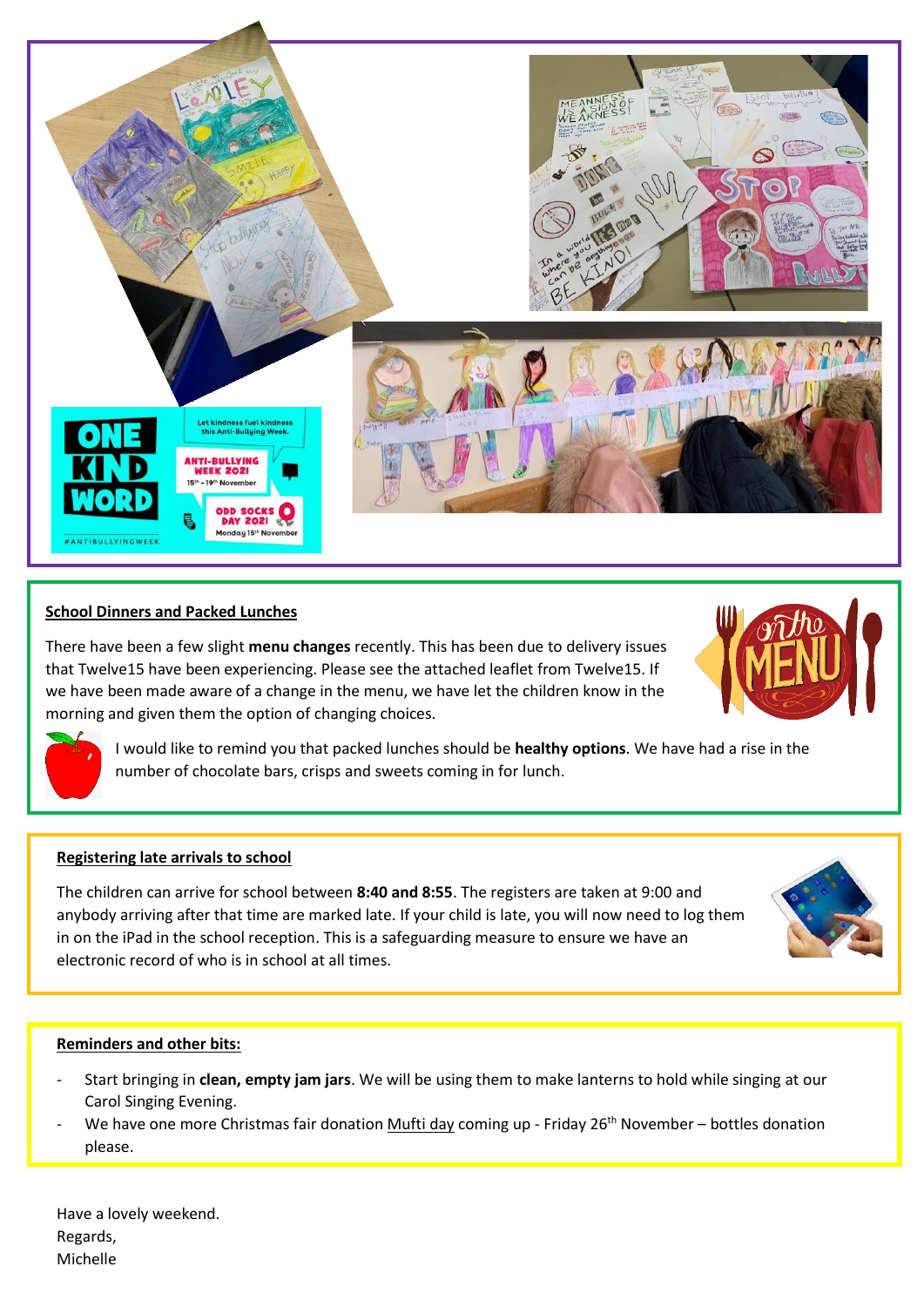**School Dinners and Packed Lunches**

There have been a few slight **menu changes** recently. This has been due to delivery issues that Twelve15 have been experiencing. Please see the attached leaflet from Twelve15. If we have been made aware of a change in the menu, we have let the children know in the morning and given them the option of changing choices.

I would like to remind you that packed lunches should be **healthy options**. We have had a rise in the number of chocolate bars, crisps and sweets coming in for lunch.

**Registering late arrivals to school**

The children can arrive for school between **8:40 and 8:55**. The registers are taken at 9:00 and anybody arriving after that time are marked late. If your child is late, you will now need to log them in on the iPad in the school reception. This is a safeguarding measure to ensure we have an electronic record of who is in school at all times.

**Reminders and other bits:**

- Start bringing in **clean, empty jam jars**. We will be using them to make lanterns to hold while singing at our Carol Singing Evening.
- We have one more Christmas fair donation Mufti day coming up - Friday 26th November – bottles donation please.

Have a lovely weekend.
Regards,
Michelle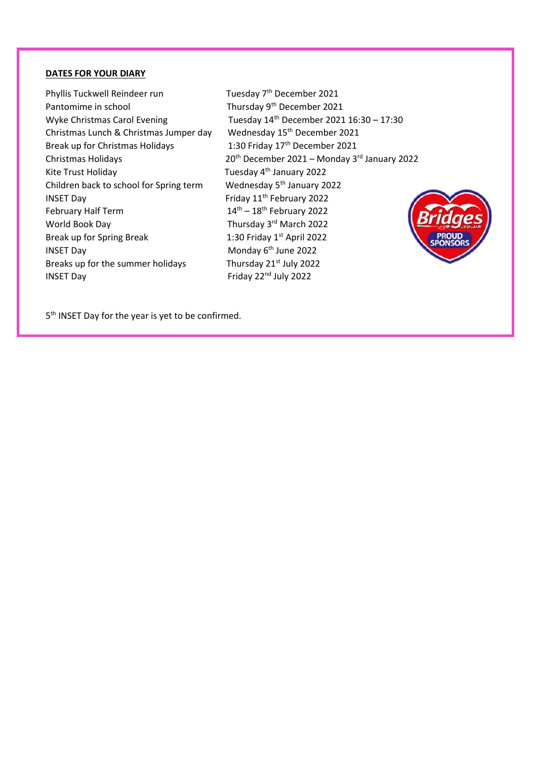**DATES FOR YOUR DIARY**

| | |
|---|---|
| Phyllis Tuckwell Reindeer run | Tuesday 7th December 2021 |
| Pantomime in school | Thursday 9th December 2021 |
| Wyke Christmas Carol Evening | Tuesday 14th December 2021 16:30 – 17:30 |
| Christmas Lunch & Christmas Jumper day | Wednesday 15th December 2021 |
| Break up for Christmas Holidays | 1:30 Friday 17th December 2021 |
| Christmas Holidays | 20th December 2021 – Monday 3rd January 2022 |
| Kite Trust Holiday | Tuesday 4th January 2022 |
| Children back to school for Spring term | Wednesday 5th January 2022 |
| INSET Day | Friday 11th February 2022 |
| February Half Term | 14th – 18th February 2022 |
| World Book Day | Thursday 3rd March 2022 |
| Break up for Spring Break | 1:30 Friday 1st April 2022 |
| INSET Day | Monday 6th June 2022 |
| Breaks up for the summer holidays | Thursday 21st July 2022 |
| INSET Day | Friday 22nd July 2022 |

Bridges .co.uk PROUD SPONSORS

5th INSET Day for the year is yet to be confirmed.